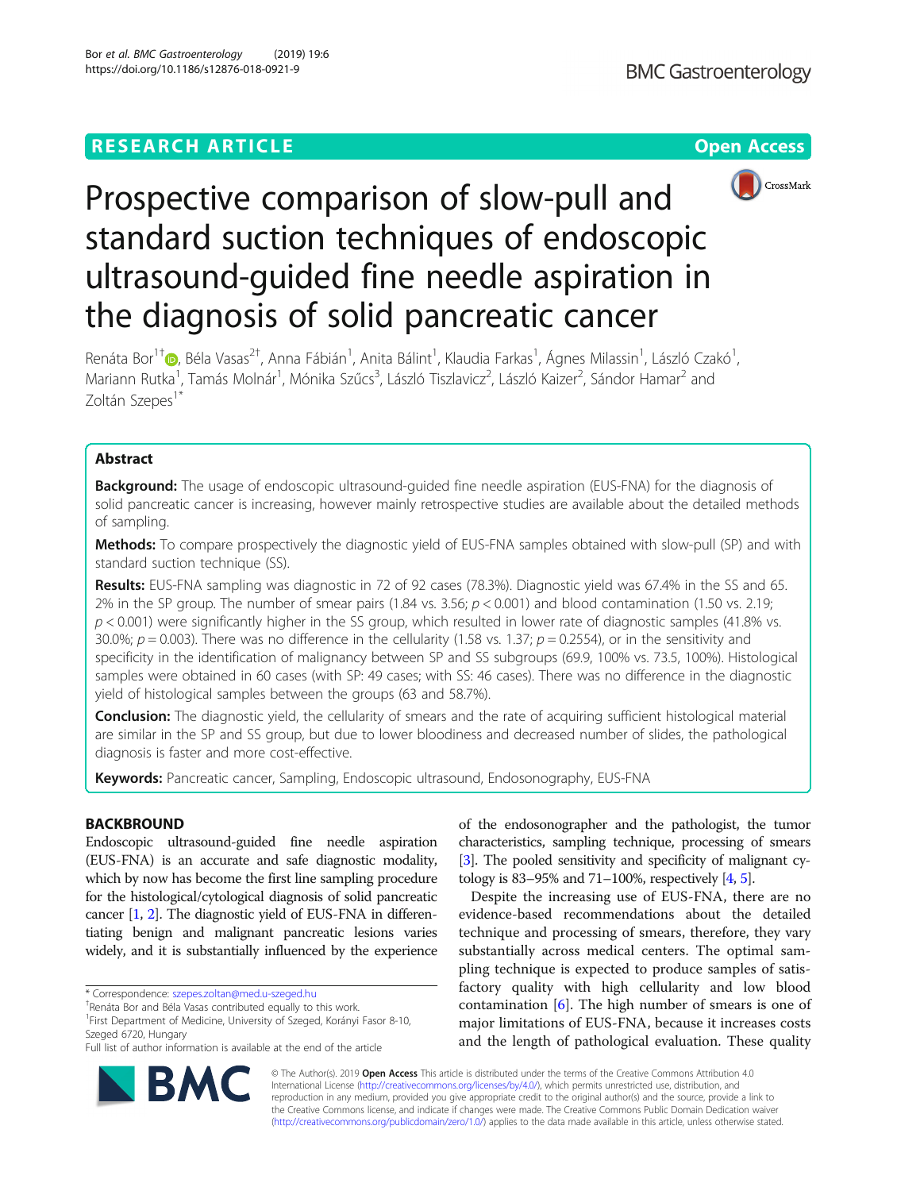RESEARCH ARTICLE

Open Access

# Prospective comparison of slow-pull and standard suction techniques of endoscopic ultrasound-guided fine needle aspiration in the diagnosis of solid pancreatic cancer

Renáta Bor[1†], Béla Vasas[2†], Anna Fábián[1], Anita Bálint[1], Klaudia Farkas[1], Ágnes Milassin[1], László Czakó[1], Mariann Rutka[1], Tamás Molnár[1], Mónika Szűcs[3], László Tiszlavicz[2], László Kaizer[2], Sándor Hamar[2] and Zoltán Szepes[1*]

## Abstract

**Background:** The usage of endoscopic ultrasound-guided fine needle aspiration (EUS-FNA) for the diagnosis of solid pancreatic cancer is increasing, however mainly retrospective studies are available about the detailed methods of sampling.

**Methods:** To compare prospectively the diagnostic yield of EUS-FNA samples obtained with slow-pull (SP) and with standard suction technique (SS).

**Results:** EUS-FNA sampling was diagnostic in 72 of 92 cases (78.3%). Diagnostic yield was 67.4% in the SS and 65.2% in the SP group. The number of smear pairs (1.84 vs. 3.56; $p < 0.001$) and blood contamination (1.50 vs. 2.19; $p < 0.001$) were significantly higher in the SS group, which resulted in lower rate of diagnostic samples (41.8% vs. 30.0%; $p = 0.003$). There was no difference in the cellularity (1.58 vs. 1.37; $p = 0.2554$), or in the sensitivity and specificity in the identification of malignancy between SP and SS subgroups (69.9, 100% vs. 73.5, 100%). Histological samples were obtained in 60 cases (with SP: 49 cases; with SS: 46 cases). There was no difference in the diagnostic yield of histological samples between the groups (63 and 58.7%).

**Conclusion:** The diagnostic yield, the cellularity of smears and the rate of acquiring sufficient histological material are similar in the SP and SS group, but due to lower bloodiness and decreased number of slides, the pathological diagnosis is faster and more cost-effective.

**Keywords:** Pancreatic cancer, Sampling, Endoscopic ultrasound, Endosonography, EUS-FNA

## BACKBROUND

Endoscopic ultrasound-guided fine needle aspiration (EUS-FNA) is an accurate and safe diagnostic modality, which by now has become the first line sampling procedure for the histological/cytological diagnosis of solid pancreatic cancer [1, 2]. The diagnostic yield of EUS-FNA in differentiating benign and malignant pancreatic lesions varies widely, and it is substantially influenced by the experience of the endosonographer and the pathologist, the tumor characteristics, sampling technique, processing of smears [3]. The pooled sensitivity and specificity of malignant cytology is 83–95% and 71–100%, respectively [4, 5].

Despite the increasing use of EUS-FNA, there are no evidence-based recommendations about the detailed technique and processing of smears, therefore, they vary substantially across medical centers. The optimal sampling technique is expected to produce samples of satisfactory quality with high cellularity and low blood contamination [6]. The high number of smears is one of major limitations of EUS-FNA, because it increases costs and the length of pathological evaluation. These quality

* Correspondence: szepes.zoltan@med.u-szeged.hu
†Renáta Bor and Béla Vasas contributed equally to this work.
[1]First Department of Medicine, University of Szeged, Korányi Fasor 8-10, Szeged 6720, Hungary
Full list of author information is available at the end of the article

© The Author(s). 2019 **Open Access** This article is distributed under the terms of the Creative Commons Attribution 4.0 International License (http://creativecommons.org/licenses/by/4.0/), which permits unrestricted use, distribution, and reproduction in any medium, provided you give appropriate credit to the original author(s) and the source, provide a link to the Creative Commons license, and indicate if changes were made. The Creative Commons Public Domain Dedication waiver (http://creativecommons.org/publicdomain/zero/1.0/) applies to the data made available in this article, unless otherwise stated.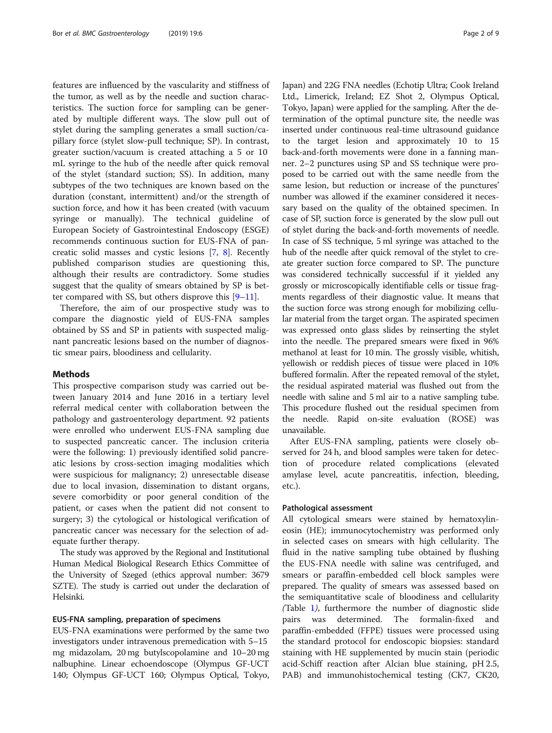features are influenced by the vascularity and stiffness of the tumor, as well as by the needle and suction characteristics. The suction force for sampling can be generated by multiple different ways. The slow pull out of stylet during the sampling generates a small suction/capillary force (stylet slow-pull technique; SP). In contrast, greater suction/vacuum is created attaching a 5 or 10 mL syringe to the hub of the needle after quick removal of the stylet (standard suction; SS). In addition, many subtypes of the two techniques are known based on the duration (constant, intermittent) and/or the strength of suction force, and how it has been created (with vacuum syringe or manually). The technical guideline of European Society of Gastrointestinal Endoscopy (ESGE) recommends continuous suction for EUS-FNA of pancreatic solid masses and cystic lesions [7, 8]. Recently published comparison studies are questioning this, although their results are contradictory. Some studies suggest that the quality of smears obtained by SP is better compared with SS, but others disprove this [9–11].

Therefore, the aim of our prospective study was to compare the diagnostic yield of EUS-FNA samples obtained by SS and SP in patients with suspected malignant pancreatic lesions based on the number of diagnostic smear pairs, bloodiness and cellularity.

## Methods

This prospective comparison study was carried out between January 2014 and June 2016 in a tertiary level referral medical center with collaboration between the pathology and gastroenterology department. 92 patients were enrolled who underwent EUS-FNA sampling due to suspected pancreatic cancer. The inclusion criteria were the following: 1) previously identified solid pancreatic lesions by cross-section imaging modalities which were suspicious for malignancy; 2) unresectable disease due to local invasion, dissemination to distant organs, severe comorbidity or poor general condition of the patient, or cases when the patient did not consent to surgery; 3) the cytological or histological verification of pancreatic cancer was necessary for the selection of adequate further therapy.

The study was approved by the Regional and Institutional Human Medical Biological Research Ethics Committee of the University of Szeged (ethics approval number: 3679 SZTE). The study is carried out under the declaration of Helsinki.

### EUS-FNA sampling, preparation of specimens

EUS-FNA examinations were performed by the same two investigators under intravenous premedication with 5–15 mg midazolam, 20 mg butylscopolamine and 10–20 mg nalbuphine. Linear echoendoscope (Olympus GF-UCT 140; Olympus GF-UCT 160; Olympus Optical, Tokyo, Japan) and 22G FNA needles (Echotip Ultra; Cook Ireland Ltd., Limerick, Ireland; EZ Shot 2, Olympus Optical, Tokyo, Japan) were applied for the sampling. After the determination of the optimal puncture site, the needle was inserted under continuous real-time ultrasound guidance to the target lesion and approximately 10 to 15 back-and-forth movements were done in a fanning manner. 2–2 punctures using SP and SS technique were proposed to be carried out with the same needle from the same lesion, but reduction or increase of the punctures' number was allowed if the examiner considered it necessary based on the quality of the obtained specimen. In case of SP, suction force is generated by the slow pull out of stylet during the back-and-forth movements of needle. In case of SS technique, 5 ml syringe was attached to the hub of the needle after quick removal of the stylet to create greater suction force compared to SP. The puncture was considered technically successful if it yielded any grossly or microscopically identifiable cells or tissue fragments regardless of their diagnostic value. It means that the suction force was strong enough for mobilizing cellular material from the target organ. The aspirated specimen was expressed onto glass slides by reinserting the stylet into the needle. The prepared smears were fixed in 96% methanol at least for 10 min. The grossly visible, whitish, yellowish or reddish pieces of tissue were placed in 10% buffered formalin. After the repeated removal of the stylet, the residual aspirated material was flushed out from the needle with saline and 5 ml air to a native sampling tube. This procedure flushed out the residual specimen from the needle. Rapid on-site evaluation (ROSE) was unavailable.

After EUS-FNA sampling, patients were closely observed for 24 h, and blood samples were taken for detection of procedure related complications (elevated amylase level, acute pancreatitis, infection, bleeding, etc.).

### Pathological assessment

All cytological smears were stained by hematoxylin-eosin (HE); immunocytochemistry was performed only in selected cases on smears with high cellularity. The fluid in the native sampling tube obtained by flushing the EUS-FNA needle with saline was centrifuged, and smears or paraffin-embedded cell block samples were prepared. The quality of smears was assessed based on the semiquantitative scale of bloodiness and cellularity (Table 1), furthermore the number of diagnostic slide pairs was determined. The formalin-fixed and paraffin-embedded (FFPE) tissues were processed using the standard protocol for endoscopic biopsies: standard staining with HE supplemented by mucin stain (periodic acid-Schiff reaction after Alcian blue staining, pH 2.5, PAB) and immunohistochemical testing (CK7, CK20,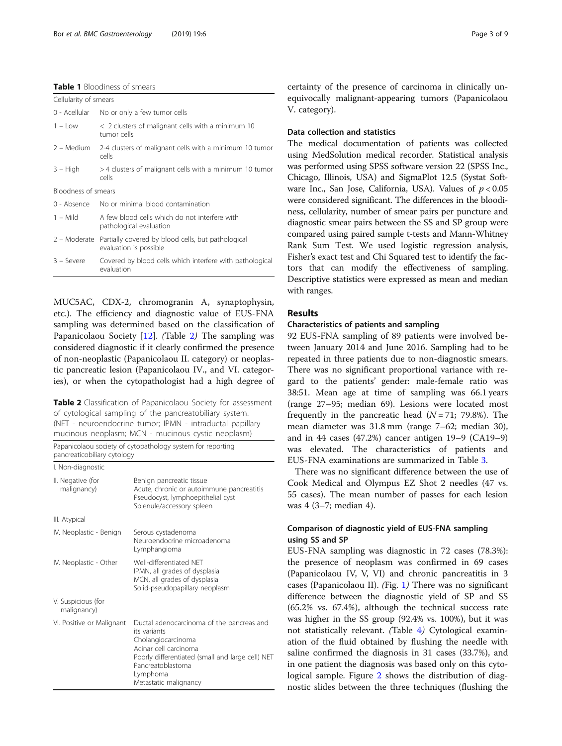**Table 1** Bloodiness of smears

| Cellularity of smears | |
|---|---|
| 0 - Acellular | No or only a few tumor cells |
| 1 – Low | < 2 clusters of malignant cells with a minimum 10 tumor cells |
| 2 – Medium | 2-4 clusters of malignant cells with a minimum 10 tumor cells |
| 3 – High | > 4 clusters of malignant cells with a minimum 10 tumor cells |
| **Bloodness of smears** | |
| 0 - Absence | No or minimal blood contamination |
| 1 – Mild | A few blood cells which do not interfere with pathological evaluation |
| 2 – Moderate | Partially covered by blood cells, but pathological evaluation is possible |
| 3 – Severe | Covered by blood cells which interfere with pathological evaluation |

MUC5AC, CDX-2, chromogranin A, synaptophysin, etc.). The efficiency and diagnostic value of EUS-FNA sampling was determined based on the classification of Papanicolaou Society [12]. (Table 2) The sampling was considered diagnostic if it clearly confirmed the presence of non-neoplastic (Papanicolaou II. category) or neoplastic pancreatic lesion (Papanicolaou IV., and VI. categories), or when the cytopathologist had a high degree of certainty of the presence of carcinoma in clinically unequivocally malignant-appearing tumors (Papanicolaou V. category).

**Table 2** Classification of Papanicolaou Society for assessment of cytological sampling of the pancreatobiliary system. (NET - neuroendocrine tumor; IPMN - intraductal papillary mucinous neoplasm; MCN - mucinous cystic neoplasm)

| Papanicolaou society of cytopathology system for reporting pancreaticobiliary cytology | |
|---|---|
| I. Non-diagnostic | |
| II. Negative (for malignancy) | Benign pancreatic tissue<br>Acute, chronic or autoimmune pancreatitis<br>Pseudocyst, lymphoepithelial cyst<br>Splenule/accessory spleen |
| III. Atypical | |
| IV. Neoplastic - Benign | Serous cystadenoma<br>Neuroendocrine microadenoma<br>Lymphangioma |
| IV. Neoplastic - Other | Well-differentiated NET<br>IPMN, all grades of dysplasia<br>MCN, all grades of dysplasia<br>Solid-pseudopapillary neoplasm |
| V. Suspicious (for malignancy) | |
| VI. Positive or Malignant | Ductal adenocarcinoma of the pancreas and its variants<br>Cholangiocarcinoma<br>Acinar cell carcinoma<br>Poorly differentiated (small and large cell) NET<br>Pancreatoblastoma<br>Lymphoma<br>Metastatic malignancy |

### Data collection and statistics

The medical documentation of patients was collected using MedSolution medical recorder. Statistical analysis was performed using SPSS software version 22 (SPSS Inc., Chicago, Illinois, USA) and SigmaPlot 12.5 (Systat Software Inc., San Jose, California, USA). Values of $p < 0.05$ were considered significant. The differences in the bloodiness, cellularity, number of smear pairs per puncture and diagnostic smear pairs between the SS and SP group were compared using paired sample t-tests and Mann-Whitney Rank Sum Test. We used logistic regression analysis, Fisher's exact test and Chi Squared test to identify the factors that can modify the effectiveness of sampling. Descriptive statistics were expressed as mean and median with ranges.

## Results

### Characteristics of patients and sampling

92 EUS-FNA sampling of 89 patients were involved between January 2014 and June 2016. Sampling had to be repeated in three patients due to non-diagnostic smears. There was no significant proportional variance with regard to the patients' gender: male-female ratio was 38:51. Mean age at time of sampling was 66.1 years (range 27–95; median 69). Lesions were located most frequently in the pancreatic head ($N = 71$; 79.8%). The mean diameter was 31.8 mm (range 7–62; median 30), and in 44 cases (47.2%) cancer antigen 19–9 (CA19–9) was elevated. The characteristics of patients and EUS-FNA examinations are summarized in Table 3.

There was no significant difference between the use of Cook Medical and Olympus EZ Shot 2 needles (47 vs. 55 cases). The mean number of passes for each lesion was 4 (3–7; median 4).

### Comparison of diagnostic yield of EUS-FNA sampling using SS and SP

EUS-FNA sampling was diagnostic in 72 cases (78.3%): the presence of neoplasm was confirmed in 69 cases (Papanicolaou IV, V, VI) and chronic pancreatitis in 3 cases (Papanicolaou II). (Fig. 1) There was no significant difference between the diagnostic yield of SP and SS (65.2% vs. 67.4%), although the technical success rate was higher in the SS group (92.4% vs. 100%), but it was not statistically relevant. (Table 4) Cytological examination of the fluid obtained by flushing the needle with saline confirmed the diagnosis in 31 cases (33.7%), and in one patient the diagnosis was based only on this cytological sample. Figure 2 shows the distribution of diagnostic slides between the three techniques (flushing the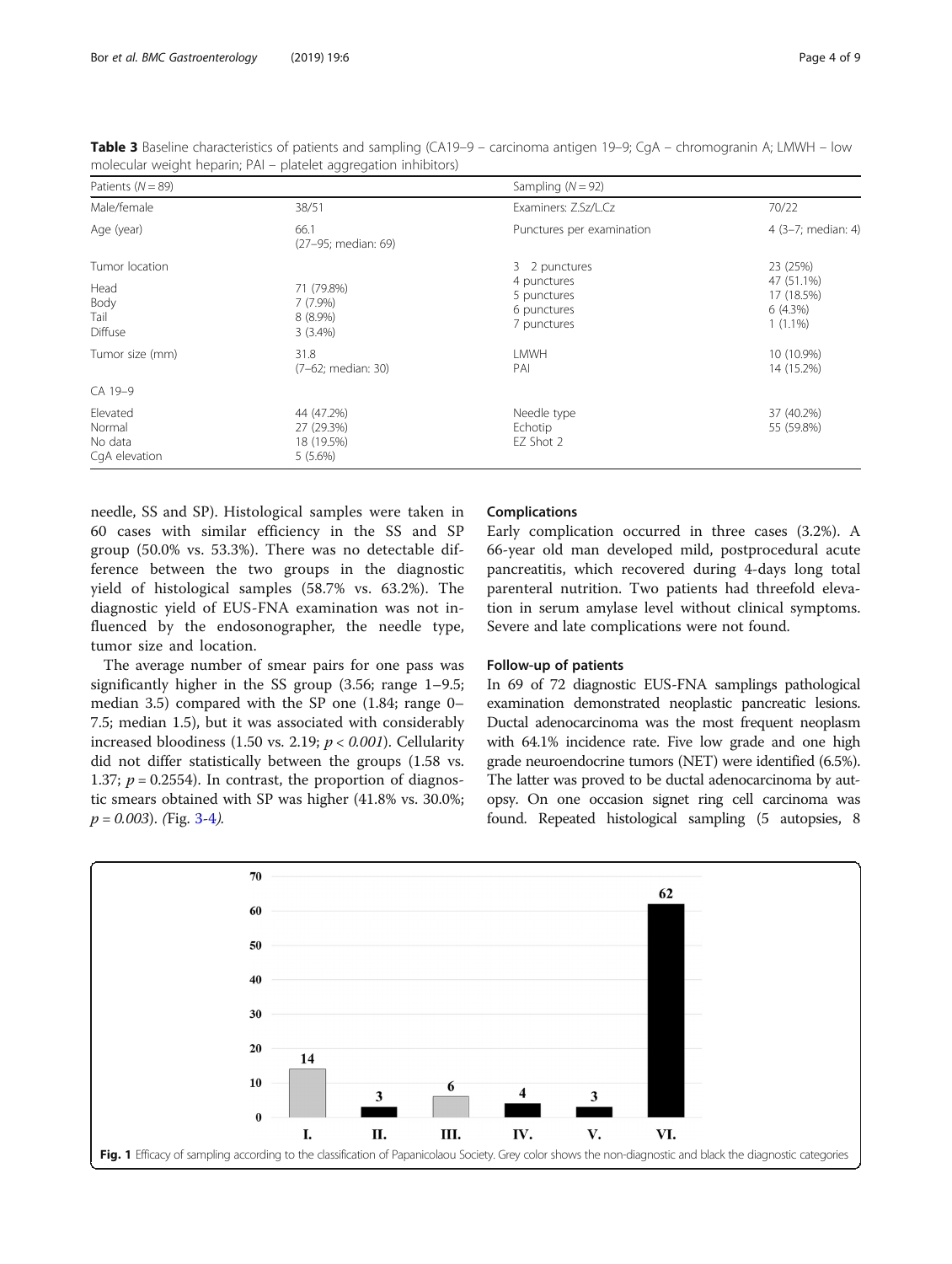**Table 3** Baseline characteristics of patients and sampling (CA19–9 – carcinoma antigen 19–9; CgA – chromogranin A; LMWH – low molecular weight heparin; PAI – platelet aggregation inhibitors)

| Patients ($N = 89$) | | Sampling ($N = 92$) | |
|---|---|---|---|
| Male/female | 38/51 | Examiners: Z.Sz/L.Cz | 70/22 |
| Age (year) | 66.1 (27–95; median: 69) | Punctures per examination | 4 (3–7; median: 4) |
| Tumor location | | 3 2 punctures | 23 (25%) |
| Head | 71 (79.8%) | 4 punctures | 47 (51.1%) |
| Body | 7 (7.9%) | 5 punctures | 17 (18.5%) |
| Tail | 8 (8.9%) | 6 punctures | 6 (4.3%) |
| Diffuse | 3 (3.4%) | 7 punctures | 1 (1.1%) |
| Tumor size (mm) | 31.8 (7–62; median: 30) | LMWH | 10 (10.9%) |
| | | PAI | 14 (15.2%) |
| CA 19–9 | | | |
| Elevated | 44 (47.2%) | Needle type | 37 (40.2%) |
| Normal | 27 (29.3%) | Echotip | 55 (59.8%) |
| No data | 18 (19.5%) | EZ Shot 2 | |
| CgA elevation | 5 (5.6%) | | |

needle, SS and SP). Histological samples were taken in 60 cases with similar efficiency in the SS and SP group (50.0% vs. 53.3%). There was no detectable difference between the two groups in the diagnostic yield of histological samples (58.7% vs. 63.2%). The diagnostic yield of EUS-FNA examination was not influenced by the endosonographer, the needle type, tumor size and location.

The average number of smear pairs for one pass was significantly higher in the SS group (3.56; range 1–9.5; median 3.5) compared with the SP one (1.84; range 0–7.5; median 1.5), but it was associated with considerably increased bloodiness (1.50 vs. 2.19; $p < 0.001$). Cellularity did not differ statistically between the groups (1.58 vs. 1.37; $p = 0.2554$). In contrast, the proportion of diagnostic smears obtained with SP was higher (41.8% vs. 30.0%; $p = 0.003$). *(*Fig. 3-4*).*

### Complications

Early complication occurred in three cases (3.2%). A 66-year old man developed mild, postprocedural acute pancreatitis, which recovered during 4-days long total parenteral nutrition. Two patients had threefold elevation in serum amylase level without clinical symptoms. Severe and late complications were not found.

### Follow-up of patients

In 69 of 72 diagnostic EUS-FNA samplings pathological examination demonstrated neoplastic pancreatic lesions. Ductal adenocarcinoma was the most frequent neoplasm with 64.1% incidence rate. Five low grade and one high grade neuroendocrine tumors (NET) were identified (6.5%). The latter was proved to be ductal adenocarcinoma by autopsy. On one occasion signet ring cell carcinoma was found. Repeated histological sampling (5 autopsies, 8

**Fig. 1** Efficacy of sampling according to the classification of Papanicolaou Society. Grey color shows the non-diagnostic and black the diagnostic categories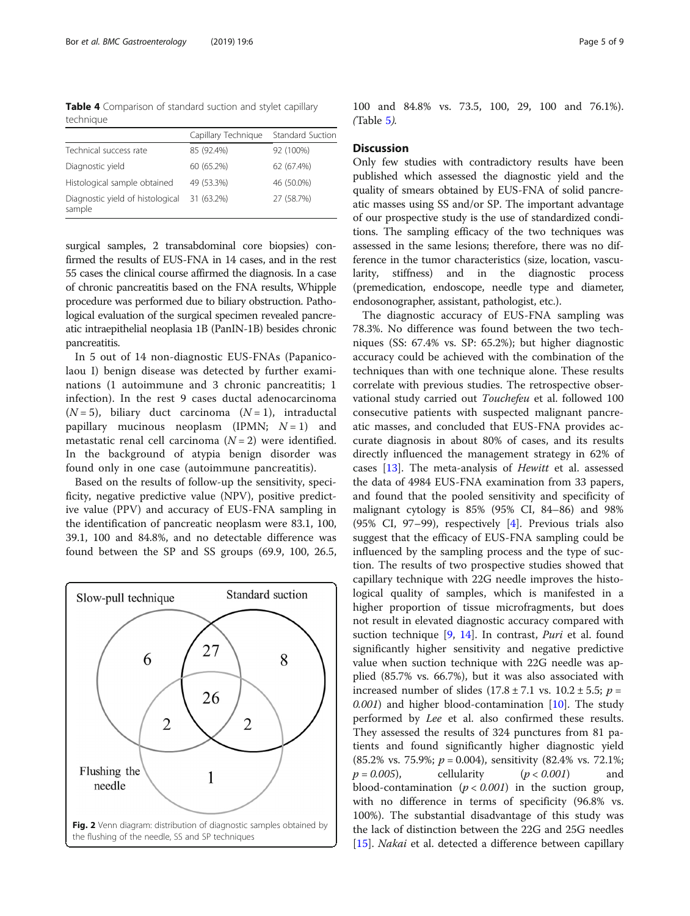**Table 4** Comparison of standard suction and stylet capillary technique

| | Capillary Technique | Standard Suction |
|---|---|---|
| Technical success rate | 85 (92.4%) | 92 (100%) |
| Diagnostic yield | 60 (65.2%) | 62 (67.4%) |
| Histological sample obtained | 49 (53.3%) | 46 (50.0%) |
| Diagnostic yield of histological sample | 31 (63.2%) | 27 (58.7%) |

surgical samples, 2 transabdominal core biopsies) confirmed the results of EUS-FNA in 14 cases, and in the rest 55 cases the clinical course affirmed the diagnosis. In a case of chronic pancreatitis based on the FNA results, Whipple procedure was performed due to biliary obstruction. Pathological evaluation of the surgical specimen revealed pancreatic intraepithelial neoplasia 1B (PanIN-1B) besides chronic pancreatitis.

In 5 out of 14 non-diagnostic EUS-FNAs (Papanicolaou I) benign disease was detected by further examinations (1 autoimmune and 3 chronic pancreatitis; 1 infection). In the rest 9 cases ductal adenocarcinoma ($N = 5$), biliary duct carcinoma ($N = 1$), intraductal papillary mucinous neoplasm (IPMN; $N = 1$) and metastatic renal cell carcinoma ($N = 2$) were identified. In the background of atypia benign disorder was found only in one case (autoimmune pancreatitis).

Based on the results of follow-up the sensitivity, specificity, negative predictive value (NPV), positive predictive value (PPV) and accuracy of EUS-FNA sampling in the identification of pancreatic neoplasm were 83.1, 100, 39.1, 100 and 84.8%, and no detectable difference was found between the SP and SS groups (69.9, 100, 26.5, 100 and 84.8% vs. 73.5, 100, 29, 100 and 76.1%). (Table 5).

Fig. 2 Venn diagram: distribution of diagnostic samples obtained by the flushing of the needle, SS and SP techniques

## Discussion

Only few studies with contradictory results have been published which assessed the diagnostic yield and the quality of smears obtained by EUS-FNA of solid pancreatic masses using SS and/or SP. The important advantage of our prospective study is the use of standardized conditions. The sampling efficacy of the two techniques was assessed in the same lesions; therefore, there was no difference in the tumor characteristics (size, location, vascularity, stiffness) and in the diagnostic process (premedication, endoscope, needle type and diameter, endosonographer, assistant, pathologist, etc.).

The diagnostic accuracy of EUS-FNA sampling was 78.3%. No difference was found between the two techniques (SS: 67.4% vs. SP: 65.2%); but higher diagnostic accuracy could be achieved with the combination of the techniques than with one technique alone. These results correlate with previous studies. The retrospective observational study carried out *Touchefeu* et al. followed 100 consecutive patients with suspected malignant pancreatic masses, and concluded that EUS-FNA provides accurate diagnosis in about 80% of cases, and its results directly influenced the management strategy in 62% of cases [13]. The meta-analysis of *Hewitt* et al. assessed the data of 4984 EUS-FNA examination from 33 papers, and found that the pooled sensitivity and specificity of malignant cytology is 85% (95% CI, 84–86) and 98% (95% CI, 97–99), respectively [4]. Previous trials also suggest that the efficacy of EUS-FNA sampling could be influenced by the sampling process and the type of suction. The results of two prospective studies showed that capillary technique with 22G needle improves the histological quality of samples, which is manifested in a higher proportion of tissue microfragments, but does not result in elevated diagnostic accuracy compared with suction technique [9, 14]. In contrast, *Puri* et al. found significantly higher sensitivity and negative predictive value when suction technique with 22G needle was applied (85.7% vs. 66.7%), but it was also associated with increased number of slides ($17.8 \pm 7.1$ vs. $10.2 \pm 5.5$; $p = 0.001$) and higher blood-contamination [10]. The study performed by *Lee* et al. also confirmed these results. They assessed the results of 324 punctures from 81 patients and found significantly higher diagnostic yield (85.2% vs. 75.9%; $p = 0.004$), sensitivity (82.4% vs. 72.1%; $p = 0.005$), cellularity ($p < 0.001$) and blood-contamination ($p < 0.001$) in the suction group, with no difference in terms of specificity (96.8% vs. 100%). The substantial disadvantage of this study was the lack of distinction between the 22G and 25G needles [15]. *Nakai* et al. detected a difference between capillary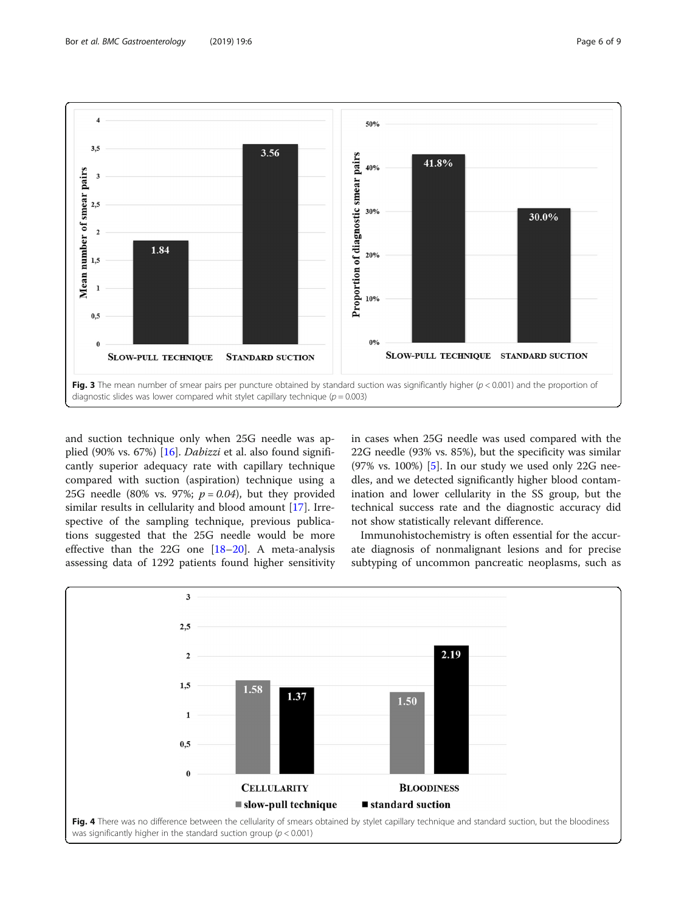Fig. 3 The mean number of smear pairs per puncture obtained by standard suction was significantly higher ($p < 0.001$) and the proportion of diagnostic slides was lower compared whit stylet capillary technique ($p = 0.003$)

and suction technique only when 25G needle was applied (90% vs. 67%) [16]. *Dabizzi* et al. also found significantly superior adequacy rate with capillary technique compared with suction (aspiration) technique using a 25G needle (80% vs. 97%; $p = 0.04$), but they provided similar results in cellularity and blood amount [17]. Irrespective of the sampling technique, previous publications suggested that the 25G needle would be more effective than the 22G one [18–20]. A meta-analysis assessing data of 1292 patients found higher sensitivity in cases when 25G needle was used compared with the 22G needle (93% vs. 85%), but the specificity was similar (97% vs. 100%) [5]. In our study we used only 22G needles, and we detected significantly higher blood contamination and lower cellularity in the SS group, but the technical success rate and the diagnostic accuracy did not show statistically relevant difference.

Immunohistochemistry is often essential for the accurate diagnosis of nonmalignant lesions and for precise subtyping of uncommon pancreatic neoplasms, such as

Fig. 4 There was no difference between the cellularity of smears obtained by stylet capillary technique and standard suction, but the bloodiness was significantly higher in the standard suction group ($p < 0.001$)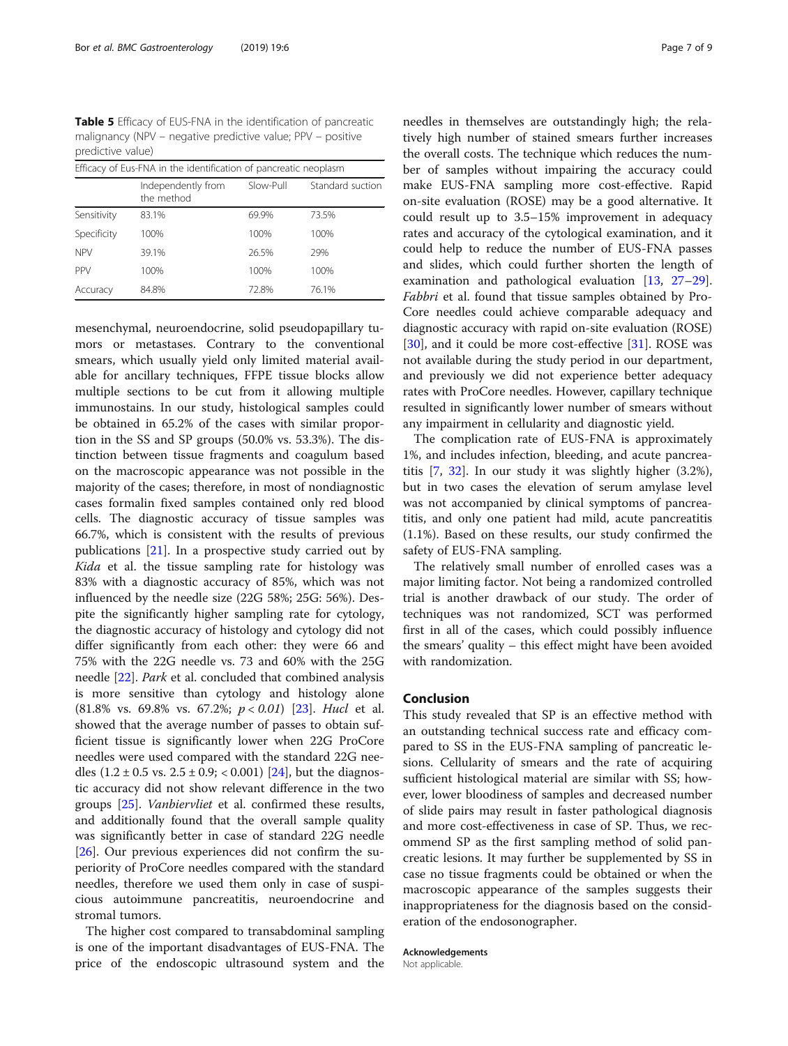**Table 5** Efficacy of EUS-FNA in the identification of pancreatic malignancy (NPV – negative predictive value; PPV – positive predictive value)

| Efficacy of Eus-FNA in the identification of pancreatic neoplasm | | | |
|---|---|---|---|
| | Independently from the method | Slow-Pull | Standard suction |
| Sensitivity | 83.1% | 69.9% | 73.5% |
| Specificity | 100% | 100% | 100% |
| NPV | 39.1% | 26.5% | 29% |
| PPV | 100% | 100% | 100% |
| Accuracy | 84.8% | 72.8% | 76.1% |

mesenchymal, neuroendocrine, solid pseudopapillary tumors or metastases. Contrary to the conventional smears, which usually yield only limited material available for ancillary techniques, FFPE tissue blocks allow multiple sections to be cut from it allowing multiple immunostains. In our study, histological samples could be obtained in 65.2% of the cases with similar proportion in the SS and SP groups (50.0% vs. 53.3%). The distinction between tissue fragments and coagulum based on the macroscopic appearance was not possible in the majority of the cases; therefore, in most of nondiagnostic cases formalin fixed samples contained only red blood cells. The diagnostic accuracy of tissue samples was 66.7%, which is consistent with the results of previous publications [21]. In a prospective study carried out by *Kida* et al. the tissue sampling rate for histology was 83% with a diagnostic accuracy of 85%, which was not influenced by the needle size (22G 58%; 25G: 56%). Despite the significantly higher sampling rate for cytology, the diagnostic accuracy of histology and cytology did not differ significantly from each other: they were 66 and 75% with the 22G needle vs. 73 and 60% with the 25G needle [22]. *Park* et al. concluded that combined analysis is more sensitive than cytology and histology alone (81.8% vs. 69.8% vs. 67.2%; $p < 0.01$) [23]. *Hucl* et al. showed that the average number of passes to obtain sufficient tissue is significantly lower when 22G ProCore needles were used compared with the standard 22G needles ($1.2 \pm 0.5$ vs. $2.5 \pm 0.9$; $< 0.001$) [24], but the diagnostic accuracy did not show relevant difference in the two groups [25]. *Vanbiervliet* et al. confirmed these results, and additionally found that the overall sample quality was significantly better in case of standard 22G needle [26]. Our previous experiences did not confirm the superiority of ProCore needles compared with the standard needles, therefore we used them only in case of suspicious autoimmune pancreatitis, neuroendocrine and stromal tumors.

The higher cost compared to transabdominal sampling is one of the important disadvantages of EUS-FNA. The price of the endoscopic ultrasound system and the needles in themselves are outstandingly high; the relatively high number of stained smears further increases the overall costs. The technique which reduces the number of samples without impairing the accuracy could make EUS-FNA sampling more cost-effective. Rapid on-site evaluation (ROSE) may be a good alternative. It could result up to 3.5–15% improvement in adequacy rates and accuracy of the cytological examination, and it could help to reduce the number of EUS-FNA passes and slides, which could further shorten the length of examination and pathological evaluation [13, 27–29]. *Fabbri* et al. found that tissue samples obtained by ProCore needles could achieve comparable adequacy and diagnostic accuracy with rapid on-site evaluation (ROSE) [30], and it could be more cost-effective [31]. ROSE was not available during the study period in our department, and previously we did not experience better adequacy rates with ProCore needles. However, capillary technique resulted in significantly lower number of smears without any impairment in cellularity and diagnostic yield.

The complication rate of EUS-FNA is approximately 1%, and includes infection, bleeding, and acute pancreatitis [7, 32]. In our study it was slightly higher (3.2%), but in two cases the elevation of serum amylase level was not accompanied by clinical symptoms of pancreatitis, and only one patient had mild, acute pancreatitis (1.1%). Based on these results, our study confirmed the safety of EUS-FNA sampling.

The relatively small number of enrolled cases was a major limiting factor. Not being a randomized controlled trial is another drawback of our study. The order of techniques was not randomized, SCT was performed first in all of the cases, which could possibly influence the smears' quality – this effect might have been avoided with randomization.

## Conclusion

This study revealed that SP is an effective method with an outstanding technical success rate and efficacy compared to SS in the EUS-FNA sampling of pancreatic lesions. Cellularity of smears and the rate of acquiring sufficient histological material are similar with SS; however, lower bloodiness of samples and decreased number of slide pairs may result in faster pathological diagnosis and more cost-effectiveness in case of SP. Thus, we recommend SP as the first sampling method of solid pancreatic lesions. It may further be supplemented by SS in case no tissue fragments could be obtained or when the macroscopic appearance of the samples suggests their inappropriateness for the diagnosis based on the consideration of the endosonographer.

#### Acknowledgements

Not applicable.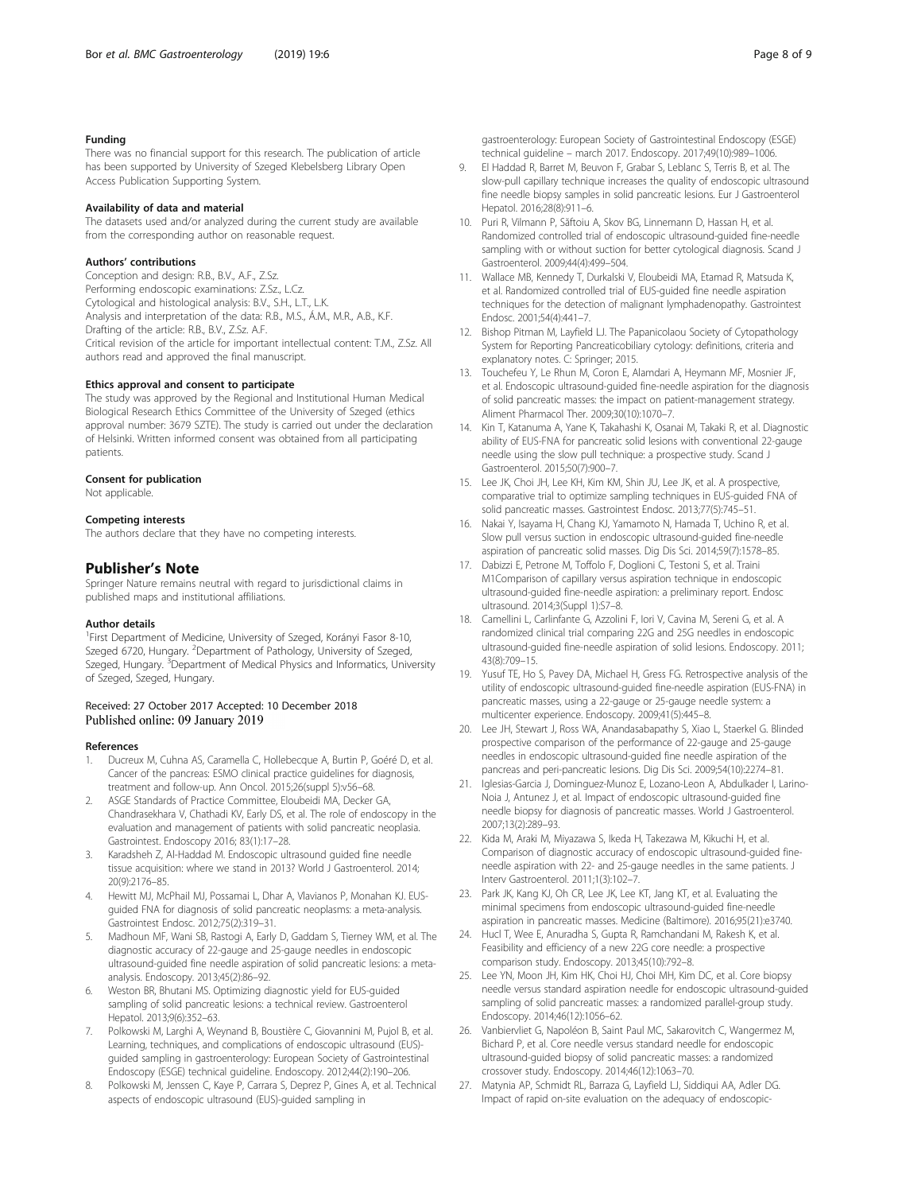### Funding

There was no financial support for this research. The publication of article has been supported by University of Szeged Klebelsberg Library Open Access Publication Supporting System.

### Availability of data and material

The datasets used and/or analyzed during the current study are available from the corresponding author on reasonable request.

### Authors' contributions

Conception and design: R.B., B.V., A.F., Z.Sz.
Performing endoscopic examinations: Z.Sz., L.Cz.
Cytological and histological analysis: B.V., S.H., L.T., L.K.
Analysis and interpretation of the data: R.B., M.S., Á.M., M.R., A.B., K.F.
Drafting of the article: R.B., B.V., Z.Sz. A.F.
Critical revision of the article for important intellectual content: T.M., Z.Sz. All authors read and approved the final manuscript.

### Ethics approval and consent to participate

The study was approved by the Regional and Institutional Human Medical Biological Research Ethics Committee of the University of Szeged (ethics approval number: 3679 SZTE). The study is carried out under the declaration of Helsinki. Written informed consent was obtained from all participating patients.

### Consent for publication

Not applicable.

### Competing interests

The authors declare that they have no competing interests.

## Publisher's Note

Springer Nature remains neutral with regard to jurisdictional claims in published maps and institutional affiliations.

### Author details

[1]First Department of Medicine, University of Szeged, Korányi Fasor 8-10, Szeged 6720, Hungary. [2]Department of Pathology, University of Szeged, Szeged, Hungary. [3]Department of Medical Physics and Informatics, University of Szeged, Szeged, Hungary.

Received: 27 October 2017 Accepted: 10 December 2018
Published online: 09 January 2019

### References

1. Ducreux M, Cuhna AS, Caramella C, Hollebecque A, Burtin P, Goéré D, et al. Cancer of the pancreas: ESMO clinical practice guidelines for diagnosis, treatment and follow-up. Ann Oncol. 2015;26(suppl 5):v56–68.
2. ASGE Standards of Practice Committee, Eloubeidi MA, Decker GA, Chandrasekhara V, Chathadi KV, Early DS, et al. The role of endoscopy in the evaluation and management of patients with solid pancreatic neoplasia. Gastrointest. Endoscopy 2016; 83(1):17–28.
3. Karadsheh Z, Al-Haddad M. Endoscopic ultrasound guided fine needle tissue acquisition: where we stand in 2013? World J Gastroenterol. 2014; 20(9):2176–85.
4. Hewitt MJ, McPhail MJ, Possamai L, Dhar A, Vlavianos P, Monahan KJ. EUS-guided FNA for diagnosis of solid pancreatic neoplasms: a meta-analysis. Gastrointest Endosc. 2012;75(2):319–31.
5. Madhoun MF, Wani SB, Rastogi A, Early D, Gaddam S, Tierney WM, et al. The diagnostic accuracy of 22-gauge and 25-gauge needles in endoscopic ultrasound-guided fine needle aspiration of solid pancreatic lesions: a meta-analysis. Endoscopy. 2013;45(2):86–92.
6. Weston BR, Bhutani MS. Optimizing diagnostic yield for EUS-guided sampling of solid pancreatic lesions: a technical review. Gastroenterol Hepatol. 2013;9(6):352–63.
7. Polkowski M, Larghi A, Weynand B, Boustière C, Giovannini M, Pujol B, et al. Learning, techniques, and complications of endoscopic ultrasound (EUS)-guided sampling in gastroenterology: European Society of Gastrointestinal Endoscopy (ESGE) technical guideline. Endoscopy. 2012;44(2):190–206.
8. Polkowski M, Jenssen C, Kaye P, Carrara S, Deprez P, Gines A, et al. Technical aspects of endoscopic ultrasound (EUS)-guided sampling in gastroenterology: European Society of Gastrointestinal Endoscopy (ESGE) technical guideline – march 2017. Endoscopy. 2017;49(10):989–1006.
9. El Haddad R, Barret M, Beuvon F, Grabar S, Leblanc S, Terris B, et al. The slow-pull capillary technique increases the quality of endoscopic ultrasound fine needle biopsy samples in solid pancreatic lesions. Eur J Gastroenterol Hepatol. 2016;28(8):911–6.
10. Puri R, Vilmann P, Săftoiu A, Skov BG, Linnemann D, Hassan H, et al. Randomized controlled trial of endoscopic ultrasound-guided fine-needle sampling with or without suction for better cytological diagnosis. Scand J Gastroenterol. 2009;44(4):499–504.
11. Wallace MB, Kennedy T, Durkalski V, Eloubeidi MA, Etamad R, Matsuda K, et al. Randomized controlled trial of EUS-guided fine needle aspiration techniques for the detection of malignant lymphadenopathy. Gastrointest Endosc. 2001;54(4):441–7.
12. Bishop Pitman M, Layfield LJ. The Papanicolaou Society of Cytopathology System for Reporting Pancreaticobiliary cytology: definitions, criteria and explanatory notes. C: Springer; 2015.
13. Touchefeu Y, Le Rhun M, Coron E, Alamdari A, Heymann MF, Mosnier JF, et al. Endoscopic ultrasound-guided fine-needle aspiration for the diagnosis of solid pancreatic masses: the impact on patient-management strategy. Aliment Pharmacol Ther. 2009;30(10):1070–7.
14. Kin T, Katanuma A, Yane K, Takahashi K, Osanai M, Takaki R, et al. Diagnostic ability of EUS-FNA for pancreatic solid lesions with conventional 22-gauge needle using the slow pull technique: a prospective study. Scand J Gastroenterol. 2015;50(7):900–7.
15. Lee JK, Choi JH, Lee KH, Kim KM, Shin JU, Lee JK, et al. A prospective, comparative trial to optimize sampling techniques in EUS-guided FNA of solid pancreatic masses. Gastrointest Endosc. 2013;77(5):745–51.
16. Nakai Y, Isayama H, Chang KJ, Yamamoto N, Hamada T, Uchino R, et al. Slow pull versus suction in endoscopic ultrasound-guided fine-needle aspiration of pancreatic solid masses. Dig Dis Sci. 2014;59(7):1578–85.
17. Dabizzi E, Petrone M, Toffolo F, Doglioni C, Testoni S, et al. Traini M1Comparison of capillary versus aspiration technique in endoscopic ultrasound-guided fine-needle aspiration: a preliminary report. Endosc ultrasound. 2014;3(Suppl 1):S7–8.
18. Camellini L, Carlinfante G, Azzolini F, Iori V, Cavina M, Sereni G, et al. A randomized clinical trial comparing 22G and 25G needles in endoscopic ultrasound-guided fine-needle aspiration of solid lesions. Endoscopy. 2011; 43(8):709–15.
19. Yusuf TE, Ho S, Pavey DA, Michael H, Gress FG. Retrospective analysis of the utility of endoscopic ultrasound-guided fine-needle aspiration (EUS-FNA) in pancreatic masses, using a 22-gauge or 25-gauge needle system: a multicenter experience. Endoscopy. 2009;41(5):445–8.
20. Lee JH, Stewart J, Ross WA, Anandasabapathy S, Xiao L, Staerkel G. Blinded prospective comparison of the performance of 22-gauge and 25-gauge needles in endoscopic ultrasound-guided fine needle aspiration of the pancreas and peri-pancreatic lesions. Dig Dis Sci. 2009;54(10):2274–81.
21. Iglesias-Garcia J, Dominguez-Munoz E, Lozano-Leon A, Abdulkader I, Larino-Noia J, Antunez J, et al. Impact of endoscopic ultrasound-guided fine needle biopsy for diagnosis of pancreatic masses. World J Gastroenterol. 2007;13(2):289–93.
22. Kida M, Araki M, Miyazawa S, Ikeda H, Takezawa M, Kikuchi H, et al. Comparison of diagnostic accuracy of endoscopic ultrasound-guided fine-needle aspiration with 22- and 25-gauge needles in the same patients. J Interv Gastroenterol. 2011;1(3):102–7.
23. Park JK, Kang KJ, Oh CR, Lee JK, Lee KT, Jang KT, et al. Evaluating the minimal specimens from endoscopic ultrasound-guided fine-needle aspiration in pancreatic masses. Medicine (Baltimore). 2016;95(21):e3740.
24. Hucl T, Wee E, Anuradha S, Gupta R, Ramchandani M, Rakesh K, et al. Feasibility and efficiency of a new 22G core needle: a prospective comparison study. Endoscopy. 2013;45(10):792–8.
25. Lee YN, Moon JH, Kim HK, Choi HJ, Choi MH, Kim DC, et al. Core biopsy needle versus standard aspiration needle for endoscopic ultrasound-guided sampling of solid pancreatic masses: a randomized parallel-group study. Endoscopy. 2014;46(12):1056–62.
26. Vanbiervliet G, Napoléon B, Saint Paul MC, Sakarovitch C, Wangermez M, Bichard P, et al. Core needle versus standard needle for endoscopic ultrasound-guided biopsy of solid pancreatic masses: a randomized crossover study. Endoscopy. 2014;46(12):1063–70.
27. Matynia AP, Schmidt RL, Barraza G, Layfield LJ, Siddiqui AA, Adler DG. Impact of rapid on-site evaluation on the adequacy of endoscopic-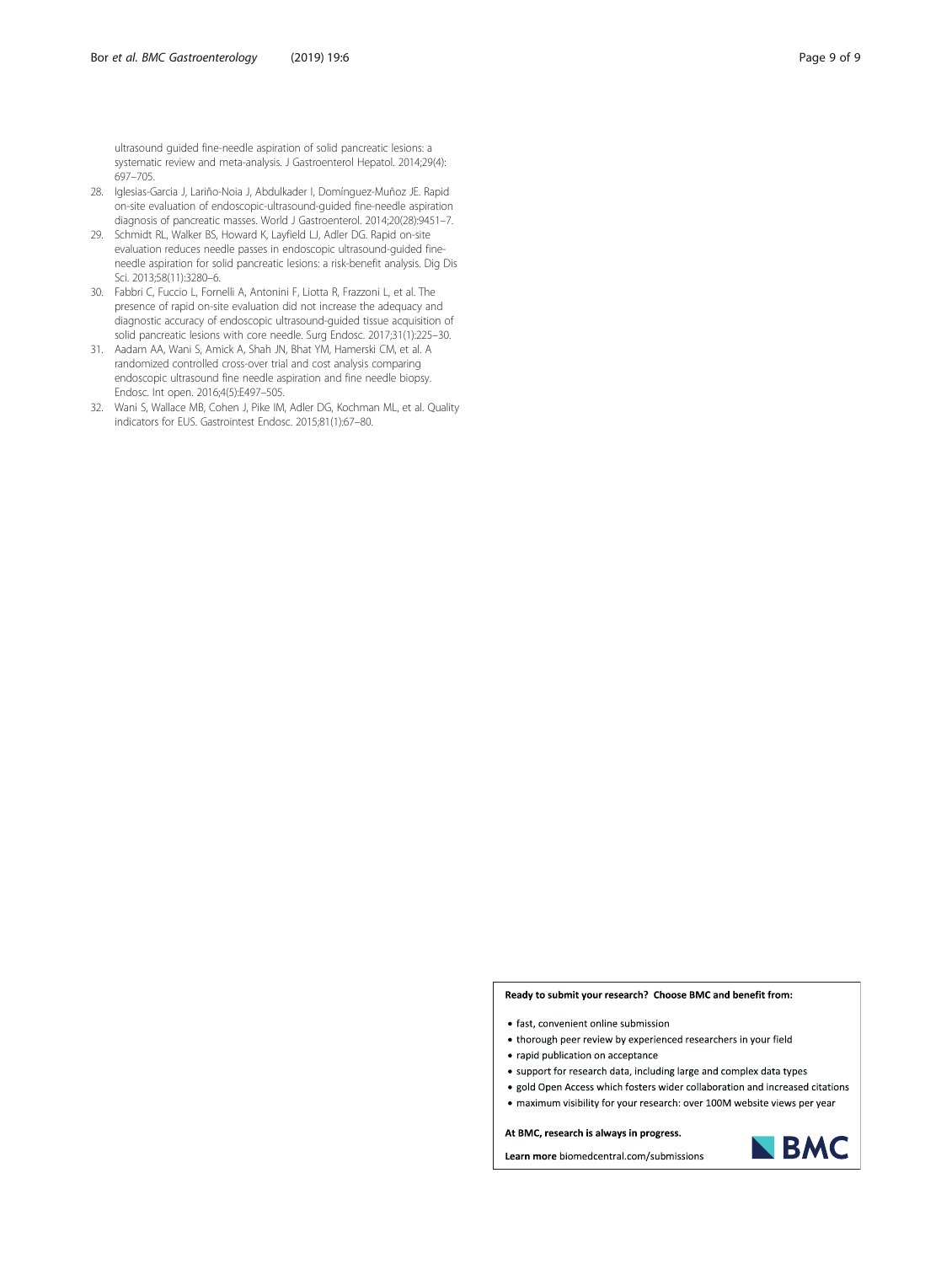ultrasound guided fine-needle aspiration of solid pancreatic lesions: a systematic review and meta-analysis. J Gastroenterol Hepatol. 2014;29(4): 697–705.

28. Iglesias-Garcia J, Lariño-Noia J, Abdulkader I, Domínguez-Muñoz JE. Rapid on-site evaluation of endoscopic-ultrasound-guided fine-needle aspiration diagnosis of pancreatic masses. World J Gastroenterol. 2014;20(28):9451–7.
29. Schmidt RL, Walker BS, Howard K, Layfield LJ, Adler DG. Rapid on-site evaluation reduces needle passes in endoscopic ultrasound-guided fine-needle aspiration for solid pancreatic lesions: a risk-benefit analysis. Dig Dis Sci. 2013;58(11):3280–6.
30. Fabbri C, Fuccio L, Fornelli A, Antonini F, Liotta R, Frazzoni L, et al. The presence of rapid on-site evaluation did not increase the adequacy and diagnostic accuracy of endoscopic ultrasound-guided tissue acquisition of solid pancreatic lesions with core needle. Surg Endosc. 2017;31(1):225–30.
31. Aadam AA, Wani S, Amick A, Shah JN, Bhat YM, Hamerski CM, et al. A randomized controlled cross-over trial and cost analysis comparing endoscopic ultrasound fine needle aspiration and fine needle biopsy. Endosc. Int open. 2016;4(5):E497–505.
32. Wani S, Wallace MB, Cohen J, Pike IM, Adler DG, Kochman ML, et al. Quality indicators for EUS. Gastrointest Endosc. 2015;81(1):67–80.

**Ready to submit your research? Choose BMC and benefit from:**

- fast, convenient online submission
- thorough peer review by experienced researchers in your field
- rapid publication on acceptance
- support for research data, including large and complex data types
- gold Open Access which fosters wider collaboration and increased citations
- maximum visibility for your research: over 100M website views per year

**At BMC, research is always in progress.**

**Learn more** biomedcentral.com/submissions

BMC